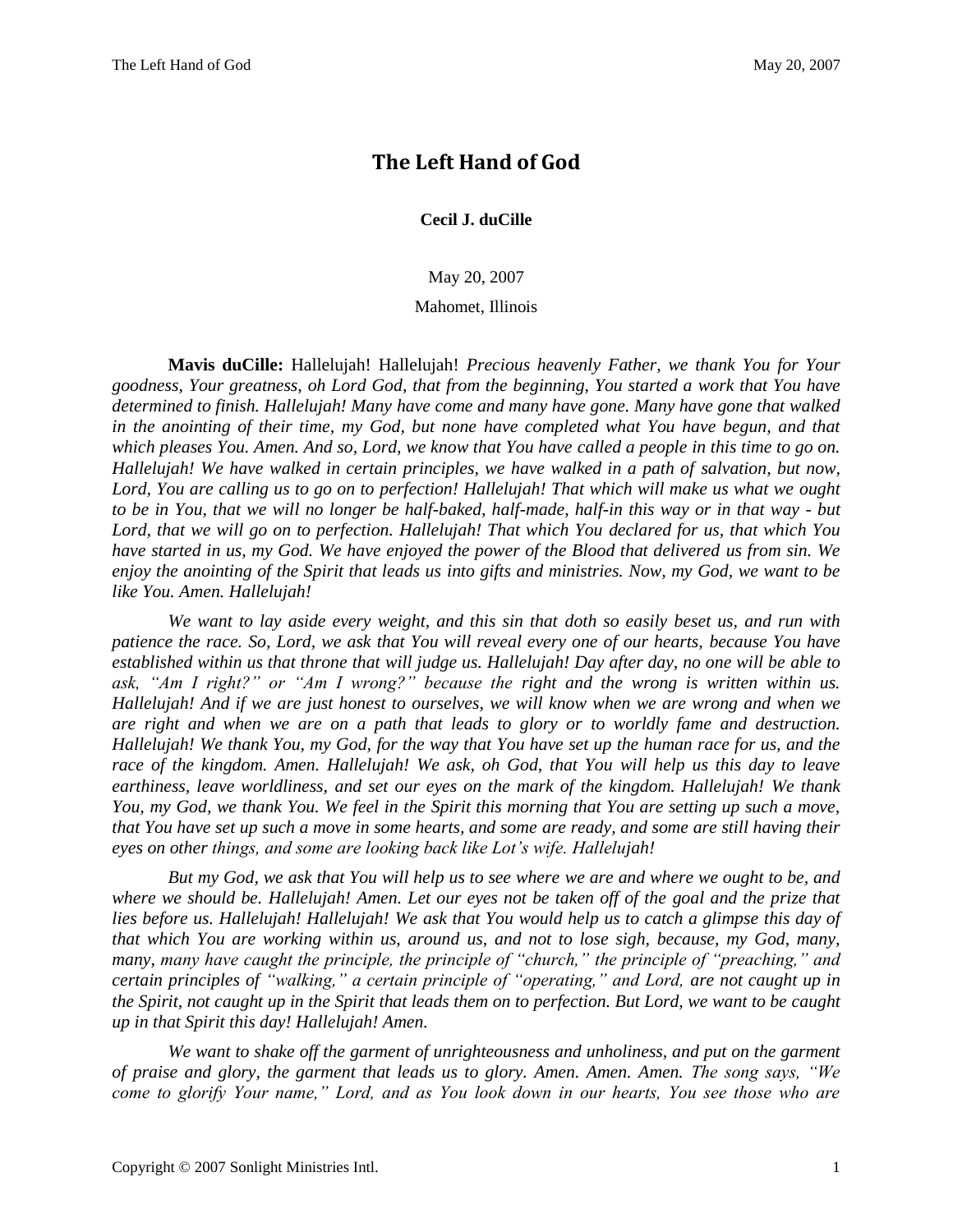# The Left Hand of God

**Cecil J. duCille**

May 20, 2007

Mahomet, Illinois

**Mavis duCille:** Hallelujah! Hallelujah! *Precious heavenly Father, we thank You for Your goodness, Your greatness, oh Lord God, that from the beginning, You started a work that You have determined to finish. Hallelujah! Many have come and many have gone. Many have gone that walked in the anointing of their time, my God, but none have completed what You have begun, and that which pleases You. Amen. And so, Lord, we know that You have called a people in this time to go on. Hallelujah! We have walked in certain principles, we have walked in a path of salvation, but now, Lord, You are calling us to go on to perfection! Hallelujah! That which will make us what we ought to be in You, that we will no longer be half-baked, half-made, half-in this way or in that way - but Lord, that we will go on to perfection. Hallelujah! That which You declared for us, that which You have started in us, my God. We have enjoyed the power of the Blood that delivered us from sin. We enjoy the anointing of the Spirit that leads us into gifts and ministries. Now, my God, we want to be like You. Amen. Hallelujah!*

*We want to lay aside every weight, and this sin that doth so easily beset us, and run with patience the race. So, Lord, we ask that You will reveal every one of our hearts, because You have established within us that throne that will judge us. Hallelujah! Day after day, no one will be able to ask, "Am I right?" or "Am I wrong?" because the right and the wrong is written within us. Hallelujah! And if we are just honest to ourselves, we will know when we are wrong and when we are right and when we are on a path that leads to glory or to worldly fame and destruction. Hallelujah! We thank You, my God, for the way that You have set up the human race for us, and the race of the kingdom. Amen. Hallelujah! We ask, oh God, that You will help us this day to leave earthiness, leave worldliness, and set our eyes on the mark of the kingdom. Hallelujah! We thank You, my God, we thank You. We feel in the Spirit this morning that You are setting up such a move, that You have set up such a move in some hearts, and some are ready, and some are still having their eyes on other things, and some are looking back like Lot's wife. Hallelujah!*

*But my God, we ask that You will help us to see where we are and where we ought to be, and where we should be. Hallelujah! Amen. Let our eyes not be taken off of the goal and the prize that lies before us. Hallelujah! Hallelujah! We ask that You would help us to catch a glimpse this day of that which You are working within us, around us, and not to lose sigh, because, my God, many, many, many have caught the principle, the principle of "church," the principle of "preaching," and certain principles of "walking," a certain principle of "operating," and Lord, are not caught up in the Spirit, not caught up in the Spirit that leads them on to perfection. But Lord, we want to be caught up in that Spirit this day! Hallelujah! Amen.*

*We want to shake off the garment of unrighteousness and unholiness, and put on the garment of praise and glory, the garment that leads us to glory. Amen. Amen. Amen. The song says, "We come to glorify Your name," Lord, and as You look down in our hearts, You see those who are*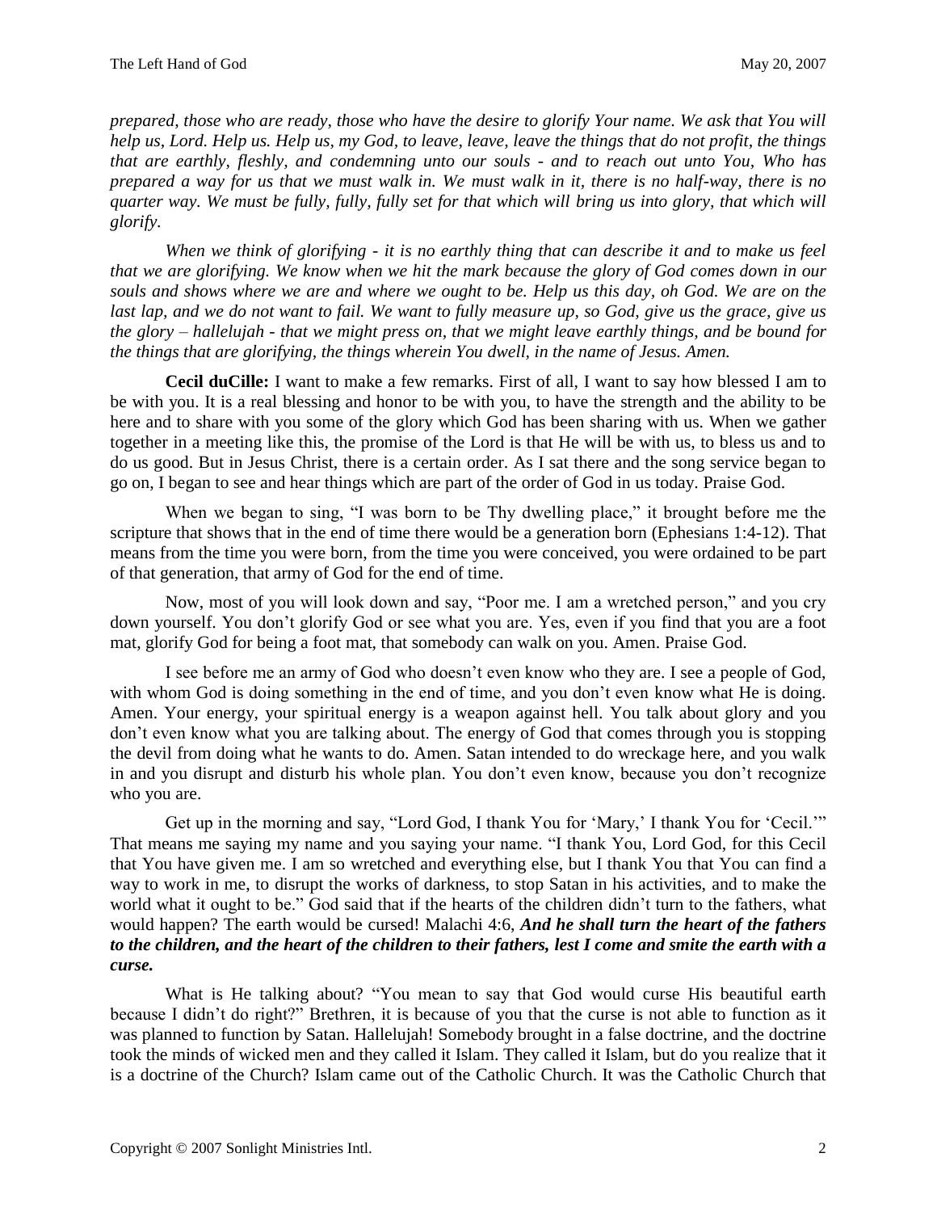*prepared, those who are ready, those who have the desire to glorify Your name. We ask that You will help us, Lord. Help us. Help us, my God, to leave, leave, leave the things that do not profit, the things that are earthly, fleshly, and condemning unto our souls - and to reach out unto You, Who has prepared a way for us that we must walk in. We must walk in it, there is no half-way, there is no quarter way. We must be fully, fully, fully set for that which will bring us into glory, that which will glorify.*

*When we think of glorifying - it is no earthly thing that can describe it and to make us feel that we are glorifying. We know when we hit the mark because the glory of God comes down in our souls and shows where we are and where we ought to be. Help us this day, oh God. We are on the last lap, and we do not want to fail. We want to fully measure up, so God, give us the grace, give us the glory – hallelujah - that we might press on, that we might leave earthly things, and be bound for the things that are glorifying, the things wherein You dwell, in the name of Jesus. Amen.*

**Cecil duCille:** I want to make a few remarks. First of all, I want to say how blessed I am to be with you. It is a real blessing and honor to be with you, to have the strength and the ability to be here and to share with you some of the glory which God has been sharing with us. When we gather together in a meeting like this, the promise of the Lord is that He will be with us, to bless us and to do us good. But in Jesus Christ, there is a certain order. As I sat there and the song service began to go on, I began to see and hear things which are part of the order of God in us today. Praise God.

When we began to sing, "I was born to be Thy dwelling place," it brought before me the scripture that shows that in the end of time there would be a generation born (Ephesians 1:4-12). That means from the time you were born, from the time you were conceived, you were ordained to be part of that generation, that army of God for the end of time.

Now, most of you will look down and say, "Poor me. I am a wretched person," and you cry down yourself. You don't glorify God or see what you are. Yes, even if you find that you are a foot mat, glorify God for being a foot mat, that somebody can walk on you. Amen. Praise God.

I see before me an army of God who doesn't even know who they are. I see a people of God, with whom God is doing something in the end of time, and you don't even know what He is doing. Amen. Your energy, your spiritual energy is a weapon against hell. You talk about glory and you don't even know what you are talking about. The energy of God that comes through you is stopping the devil from doing what he wants to do. Amen. Satan intended to do wreckage here, and you walk in and you disrupt and disturb his whole plan. You don't even know, because you don't recognize who you are.

Get up in the morning and say, "Lord God, I thank You for 'Mary,' I thank You for 'Cecil.'" That means me saying my name and you saying your name. "I thank You, Lord God, for this Cecil that You have given me. I am so wretched and everything else, but I thank You that You can find a way to work in me, to disrupt the works of darkness, to stop Satan in his activities, and to make the world what it ought to be." God said that if the hearts of the children didn't turn to the fathers, what would happen? The earth would be cursed! Malachi 4:6, ***And he shall turn the heart of the fathers to the children, and the heart of the children to their fathers, lest I come and smite the earth with a curse.***

What is He talking about? "You mean to say that God would curse His beautiful earth because I didn't do right?" Brethren, it is because of you that the curse is not able to function as it was planned to function by Satan. Hallelujah! Somebody brought in a false doctrine, and the doctrine took the minds of wicked men and they called it Islam. They called it Islam, but do you realize that it is a doctrine of the Church? Islam came out of the Catholic Church. It was the Catholic Church that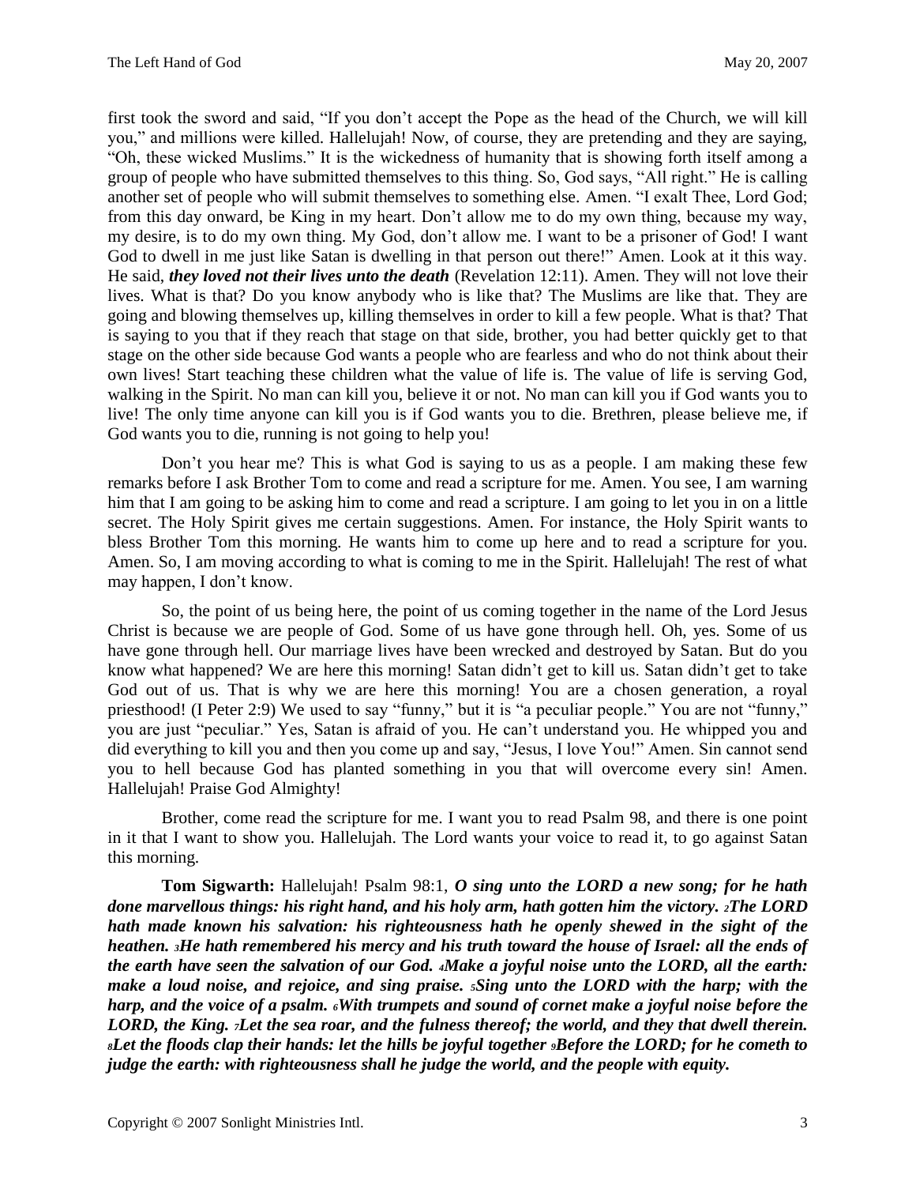first took the sword and said, "If you don't accept the Pope as the head of the Church, we will kill you," and millions were killed. Hallelujah! Now, of course, they are pretending and they are saying, "Oh, these wicked Muslims." It is the wickedness of humanity that is showing forth itself among a group of people who have submitted themselves to this thing. So, God says, "All right." He is calling another set of people who will submit themselves to something else. Amen. "I exalt Thee, Lord God; from this day onward, be King in my heart. Don't allow me to do my own thing, because my way, my desire, is to do my own thing. My God, don't allow me. I want to be a prisoner of God! I want God to dwell in me just like Satan is dwelling in that person out there!" Amen. Look at it this way. He said, ***they loved not their lives unto the death*** (Revelation 12:11). Amen. They will not love their lives. What is that? Do you know anybody who is like that? The Muslims are like that. They are going and blowing themselves up, killing themselves in order to kill a few people. What is that? That is saying to you that if they reach that stage on that side, brother, you had better quickly get to that stage on the other side because God wants a people who are fearless and who do not think about their own lives! Start teaching these children what the value of life is. The value of life is serving God, walking in the Spirit. No man can kill you, believe it or not. No man can kill you if God wants you to live! The only time anyone can kill you is if God wants you to die. Brethren, please believe me, if God wants you to die, running is not going to help you!

Don't you hear me? This is what God is saying to us as a people. I am making these few remarks before I ask Brother Tom to come and read a scripture for me. Amen. You see, I am warning him that I am going to be asking him to come and read a scripture. I am going to let you in on a little secret. The Holy Spirit gives me certain suggestions. Amen. For instance, the Holy Spirit wants to bless Brother Tom this morning. He wants him to come up here and to read a scripture for you. Amen. So, I am moving according to what is coming to me in the Spirit. Hallelujah! The rest of what may happen, I don't know.

So, the point of us being here, the point of us coming together in the name of the Lord Jesus Christ is because we are people of God. Some of us have gone through hell. Oh, yes. Some of us have gone through hell. Our marriage lives have been wrecked and destroyed by Satan. But do you know what happened? We are here this morning! Satan didn't get to kill us. Satan didn't get to take God out of us. That is why we are here this morning! You are a chosen generation, a royal priesthood! (I Peter 2:9) We used to say "funny," but it is "a peculiar people." You are not "funny," you are just "peculiar." Yes, Satan is afraid of you. He can't understand you. He whipped you and did everything to kill you and then you come up and say, "Jesus, I love You!" Amen. Sin cannot send you to hell because God has planted something in you that will overcome every sin! Amen. Hallelujah! Praise God Almighty!

Brother, come read the scripture for me. I want you to read Psalm 98, and there is one point in it that I want to show you. Hallelujah. The Lord wants your voice to read it, to go against Satan this morning.

**Tom Sigwarth:** Hallelujah! Psalm 98:1, ***O sing unto the LORD a new song; for he hath done marvellous things: his right hand, and his holy arm, hath gotten him the victory. 2The LORD hath made known his salvation: his righteousness hath he openly shewed in the sight of the heathen. 3He hath remembered his mercy and his truth toward the house of Israel: all the ends of the earth have seen the salvation of our God. 4Make a joyful noise unto the LORD, all the earth: make a loud noise, and rejoice, and sing praise. 5Sing unto the LORD with the harp; with the harp, and the voice of a psalm. 6With trumpets and sound of cornet make a joyful noise before the LORD, the King. 7Let the sea roar, and the fulness thereof; the world, and they that dwell therein. 8Let the floods clap their hands: let the hills be joyful together 9Before the LORD; for he cometh to judge the earth: with righteousness shall he judge the world, and the people with equity.***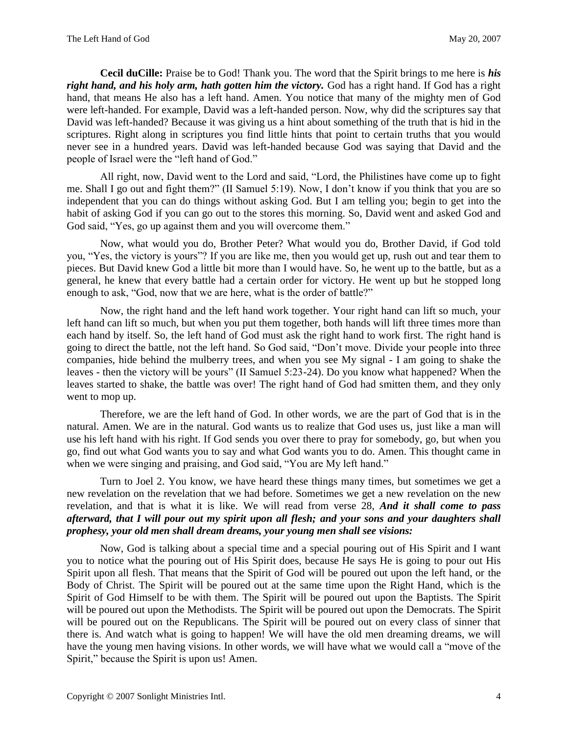**Cecil duCille:** Praise be to God! Thank you. The word that the Spirit brings to me here is ***his right hand, and his holy arm, hath gotten him the victory.*** God has a right hand. If God has a right hand, that means He also has a left hand. Amen. You notice that many of the mighty men of God were left-handed. For example, David was a left-handed person. Now, why did the scriptures say that David was left-handed? Because it was giving us a hint about something of the truth that is hid in the scriptures. Right along in scriptures you find little hints that point to certain truths that you would never see in a hundred years. David was left-handed because God was saying that David and the people of Israel were the "left hand of God."

All right, now, David went to the Lord and said, "Lord, the Philistines have come up to fight me. Shall I go out and fight them?" (II Samuel 5:19). Now, I don't know if you think that you are so independent that you can do things without asking God. But I am telling you; begin to get into the habit of asking God if you can go out to the stores this morning. So, David went and asked God and God said, "Yes, go up against them and you will overcome them."

Now, what would you do, Brother Peter? What would you do, Brother David, if God told you, "Yes, the victory is yours"? If you are like me, then you would get up, rush out and tear them to pieces. But David knew God a little bit more than I would have. So, he went up to the battle, but as a general, he knew that every battle had a certain order for victory. He went up but he stopped long enough to ask, "God, now that we are here, what is the order of battle?"

Now, the right hand and the left hand work together. Your right hand can lift so much, your left hand can lift so much, but when you put them together, both hands will lift three times more than each hand by itself. So, the left hand of God must ask the right hand to work first. The right hand is going to direct the battle, not the left hand. So God said, "Don't move. Divide your people into three companies, hide behind the mulberry trees, and when you see My signal - I am going to shake the leaves - then the victory will be yours" (II Samuel 5:23-24). Do you know what happened? When the leaves started to shake, the battle was over! The right hand of God had smitten them, and they only went to mop up.

Therefore, we are the left hand of God. In other words, we are the part of God that is in the natural. Amen. We are in the natural. God wants us to realize that God uses us, just like a man will use his left hand with his right. If God sends you over there to pray for somebody, go, but when you go, find out what God wants you to say and what God wants you to do. Amen. This thought came in when we were singing and praising, and God said, "You are My left hand."

Turn to Joel 2. You know, we have heard these things many times, but sometimes we get a new revelation on the revelation that we had before. Sometimes we get a new revelation on the new revelation, and that is what it is like. We will read from verse 28, ***And it shall come to pass afterward, that I will pour out my spirit upon all flesh; and your sons and your daughters shall prophesy, your old men shall dream dreams, your young men shall see visions:***

Now, God is talking about a special time and a special pouring out of His Spirit and I want you to notice what the pouring out of His Spirit does, because He says He is going to pour out His Spirit upon all flesh. That means that the Spirit of God will be poured out upon the left hand, or the Body of Christ. The Spirit will be poured out at the same time upon the Right Hand, which is the Spirit of God Himself to be with them. The Spirit will be poured out upon the Baptists. The Spirit will be poured out upon the Methodists. The Spirit will be poured out upon the Democrats. The Spirit will be poured out on the Republicans. The Spirit will be poured out on every class of sinner that there is. And watch what is going to happen! We will have the old men dreaming dreams, we will have the young men having visions. In other words, we will have what we would call a "move of the Spirit," because the Spirit is upon us! Amen.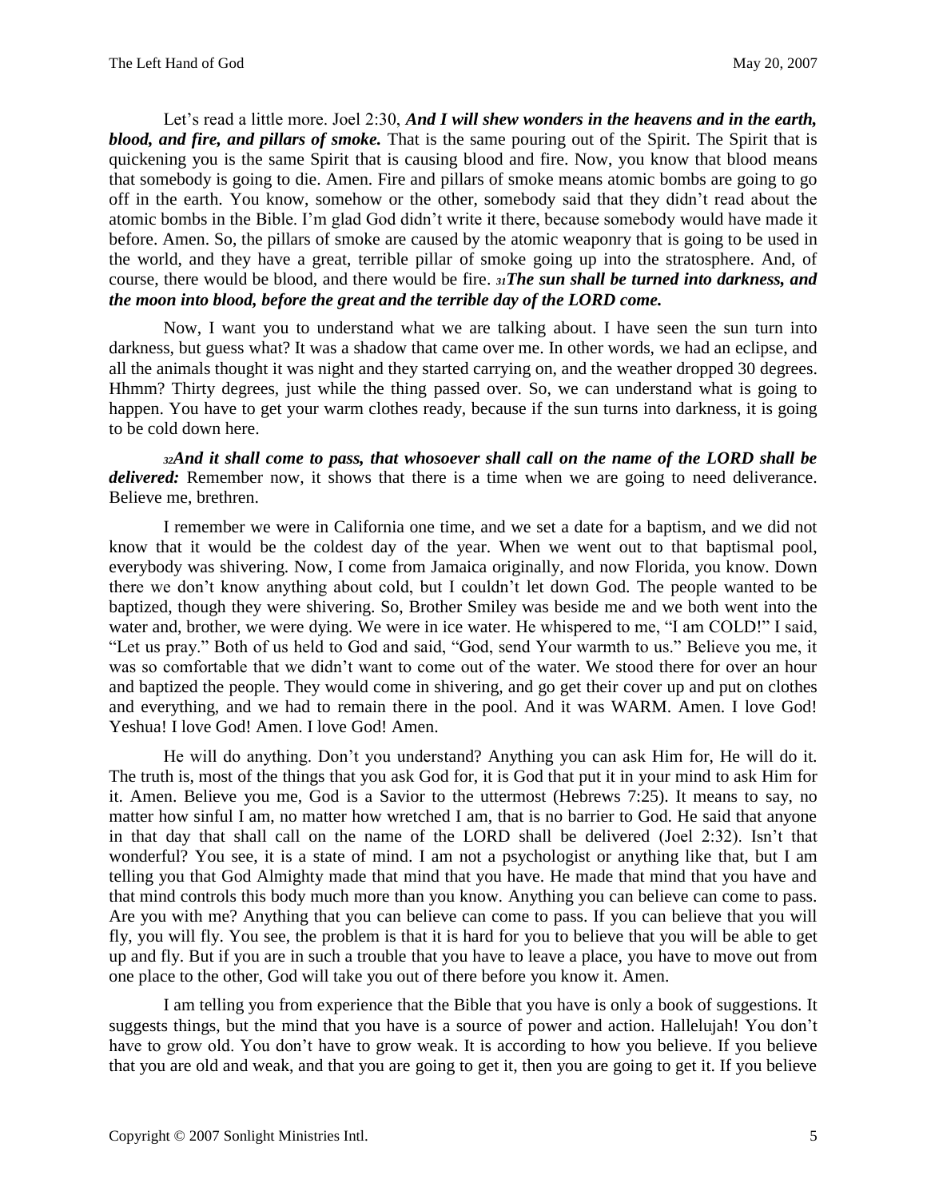Let's read a little more. Joel 2:30, ***And I will shew wonders in the heavens and in the earth, blood, and fire, and pillars of smoke.*** That is the same pouring out of the Spirit. The Spirit that is quickening you is the same Spirit that is causing blood and fire. Now, you know that blood means that somebody is going to die. Amen. Fire and pillars of smoke means atomic bombs are going to go off in the earth. You know, somehow or the other, somebody said that they didn't read about the atomic bombs in the Bible. I'm glad God didn't write it there, because somebody would have made it before. Amen. So, the pillars of smoke are caused by the atomic weaponry that is going to be used in the world, and they have a great, terrible pillar of smoke going up into the stratosphere. And, of course, there would be blood, and there would be fire. ***31The sun shall be turned into darkness, and the moon into blood, before the great and the terrible day of the LORD come.***

Now, I want you to understand what we are talking about. I have seen the sun turn into darkness, but guess what? It was a shadow that came over me. In other words, we had an eclipse, and all the animals thought it was night and they started carrying on, and the weather dropped 30 degrees. Hhmm? Thirty degrees, just while the thing passed over. So, we can understand what is going to happen. You have to get your warm clothes ready, because if the sun turns into darkness, it is going to be cold down here.

***32And it shall come to pass, that whosoever shall call on the name of the LORD shall be delivered:*** Remember now, it shows that there is a time when we are going to need deliverance. Believe me, brethren.

I remember we were in California one time, and we set a date for a baptism, and we did not know that it would be the coldest day of the year. When we went out to that baptismal pool, everybody was shivering. Now, I come from Jamaica originally, and now Florida, you know. Down there we don't know anything about cold, but I couldn't let down God. The people wanted to be baptized, though they were shivering. So, Brother Smiley was beside me and we both went into the water and, brother, we were dying. We were in ice water. He whispered to me, "I am COLD!" I said, "Let us pray." Both of us held to God and said, "God, send Your warmth to us." Believe you me, it was so comfortable that we didn't want to come out of the water. We stood there for over an hour and baptized the people. They would come in shivering, and go get their cover up and put on clothes and everything, and we had to remain there in the pool. And it was WARM. Amen. I love God! Yeshua! I love God! Amen. I love God! Amen.

He will do anything. Don't you understand? Anything you can ask Him for, He will do it. The truth is, most of the things that you ask God for, it is God that put it in your mind to ask Him for it. Amen. Believe you me, God is a Savior to the uttermost (Hebrews 7:25). It means to say, no matter how sinful I am, no matter how wretched I am, that is no barrier to God. He said that anyone in that day that shall call on the name of the LORD shall be delivered (Joel 2:32). Isn't that wonderful? You see, it is a state of mind. I am not a psychologist or anything like that, but I am telling you that God Almighty made that mind that you have. He made that mind that you have and that mind controls this body much more than you know. Anything you can believe can come to pass. Are you with me? Anything that you can believe can come to pass. If you can believe that you will fly, you will fly. You see, the problem is that it is hard for you to believe that you will be able to get up and fly. But if you are in such a trouble that you have to leave a place, you have to move out from one place to the other, God will take you out of there before you know it. Amen.

I am telling you from experience that the Bible that you have is only a book of suggestions. It suggests things, but the mind that you have is a source of power and action. Hallelujah! You don't have to grow old. You don't have to grow weak. It is according to how you believe. If you believe that you are old and weak, and that you are going to get it, then you are going to get it. If you believe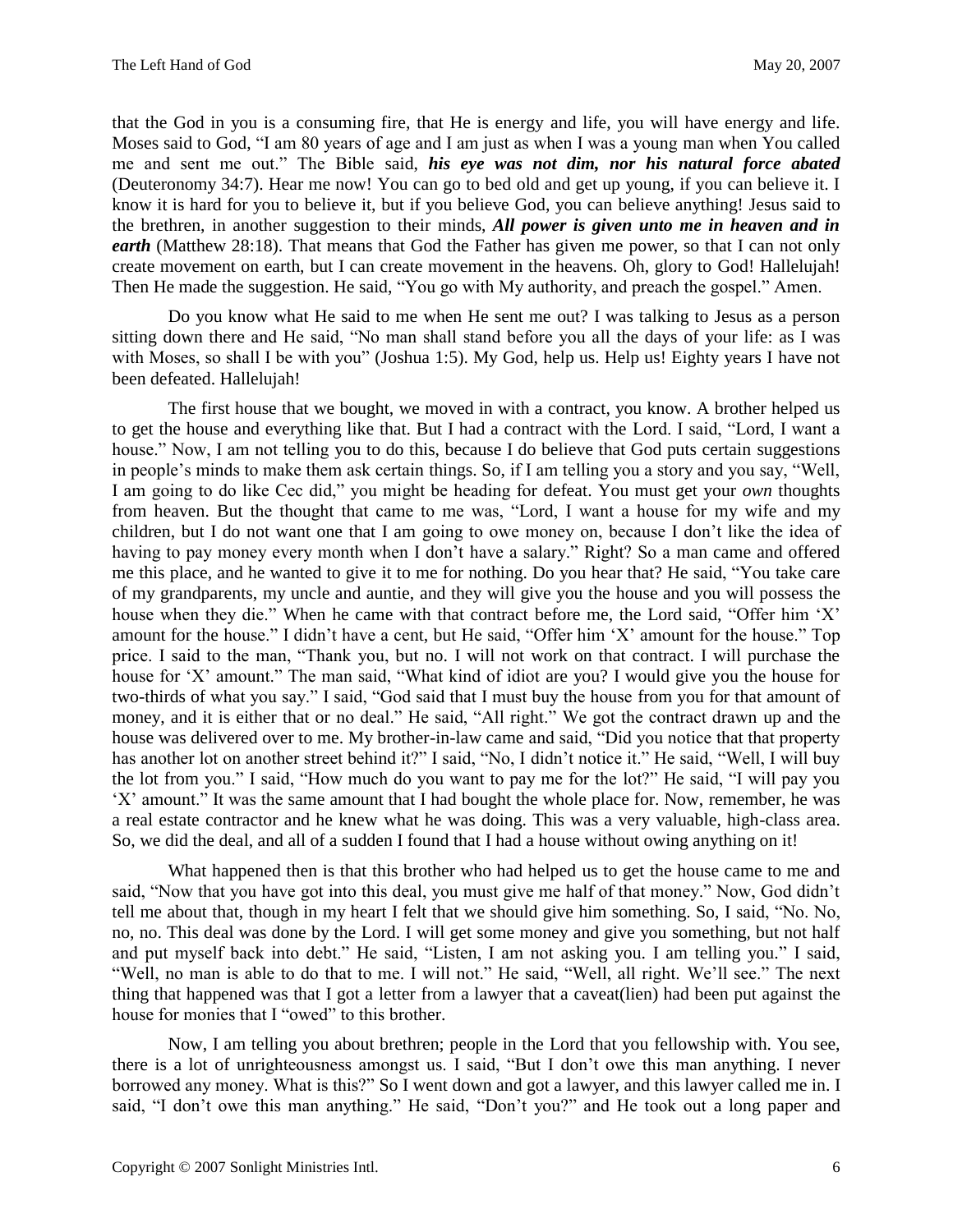that the God in you is a consuming fire, that He is energy and life, you will have energy and life. Moses said to God, "I am 80 years of age and I am just as when I was a young man when You called me and sent me out." The Bible said, ***his eye was not dim, nor his natural force abated*** (Deuteronomy 34:7). Hear me now! You can go to bed old and get up young, if you can believe it. I know it is hard for you to believe it, but if you believe God, you can believe anything! Jesus said to the brethren, in another suggestion to their minds, ***All power is given unto me in heaven and in earth*** (Matthew 28:18). That means that God the Father has given me power, so that I can not only create movement on earth, but I can create movement in the heavens. Oh, glory to God! Hallelujah! Then He made the suggestion. He said, "You go with My authority, and preach the gospel." Amen.

Do you know what He said to me when He sent me out? I was talking to Jesus as a person sitting down there and He said, "No man shall stand before you all the days of your life: as I was with Moses, so shall I be with you" (Joshua 1:5). My God, help us. Help us! Eighty years I have not been defeated. Hallelujah!

The first house that we bought, we moved in with a contract, you know. A brother helped us to get the house and everything like that. But I had a contract with the Lord. I said, "Lord, I want a house." Now, I am not telling you to do this, because I do believe that God puts certain suggestions in people's minds to make them ask certain things. So, if I am telling you a story and you say, "Well, I am going to do like Cec did," you might be heading for defeat. You must get your *own* thoughts from heaven. But the thought that came to me was, "Lord, I want a house for my wife and my children, but I do not want one that I am going to owe money on, because I don't like the idea of having to pay money every month when I don't have a salary." Right? So a man came and offered me this place, and he wanted to give it to me for nothing. Do you hear that? He said, "You take care of my grandparents, my uncle and auntie, and they will give you the house and you will possess the house when they die." When he came with that contract before me, the Lord said, "Offer him 'X' amount for the house." I didn't have a cent, but He said, "Offer him 'X' amount for the house." Top price. I said to the man, "Thank you, but no. I will not work on that contract. I will purchase the house for 'X' amount." The man said, "What kind of idiot are you? I would give you the house for two-thirds of what you say." I said, "God said that I must buy the house from you for that amount of money, and it is either that or no deal." He said, "All right." We got the contract drawn up and the house was delivered over to me. My brother-in-law came and said, "Did you notice that that property has another lot on another street behind it?" I said, "No, I didn't notice it." He said, "Well, I will buy the lot from you." I said, "How much do you want to pay me for the lot?" He said, "I will pay you 'X' amount." It was the same amount that I had bought the whole place for. Now, remember, he was a real estate contractor and he knew what he was doing. This was a very valuable, high-class area. So, we did the deal, and all of a sudden I found that I had a house without owing anything on it!

What happened then is that this brother who had helped us to get the house came to me and said, "Now that you have got into this deal, you must give me half of that money." Now, God didn't tell me about that, though in my heart I felt that we should give him something. So, I said, "No. No, no, no. This deal was done by the Lord. I will get some money and give you something, but not half and put myself back into debt." He said, "Listen, I am not asking you. I am telling you." I said, "Well, no man is able to do that to me. I will not." He said, "Well, all right. We'll see." The next thing that happened was that I got a letter from a lawyer that a caveat(lien) had been put against the house for monies that I "owed" to this brother.

Now, I am telling you about brethren; people in the Lord that you fellowship with. You see, there is a lot of unrighteousness amongst us. I said, "But I don't owe this man anything. I never borrowed any money. What is this?" So I went down and got a lawyer, and this lawyer called me in. I said, "I don't owe this man anything." He said, "Don't you?" and He took out a long paper and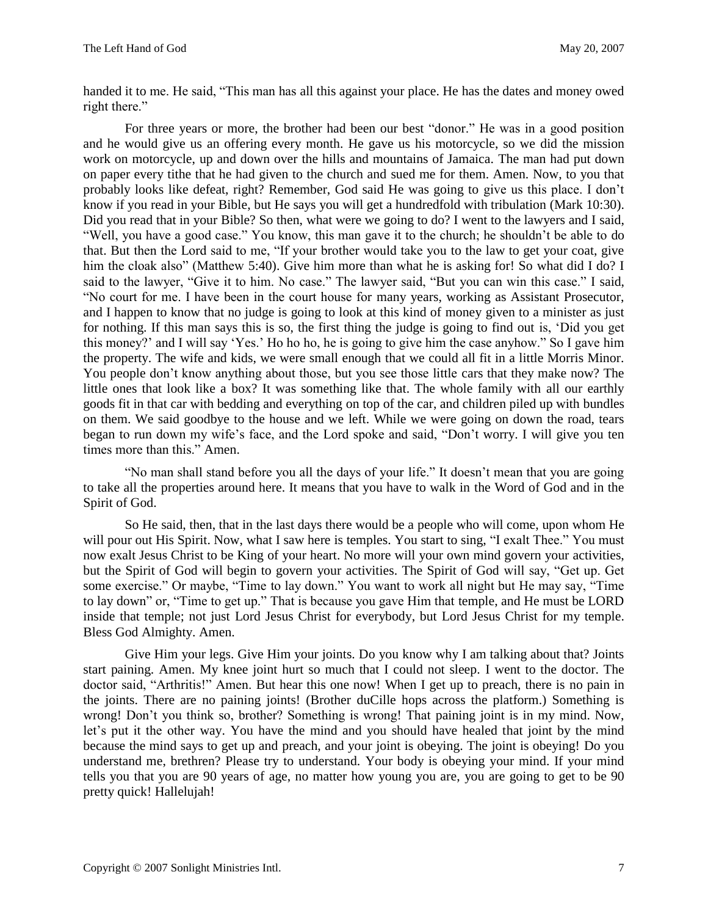handed it to me. He said, "This man has all this against your place. He has the dates and money owed right there."

For three years or more, the brother had been our best "donor." He was in a good position and he would give us an offering every month. He gave us his motorcycle, so we did the mission work on motorcycle, up and down over the hills and mountains of Jamaica. The man had put down on paper every tithe that he had given to the church and sued me for them. Amen. Now, to you that probably looks like defeat, right? Remember, God said He was going to give us this place. I don't know if you read in your Bible, but He says you will get a hundredfold with tribulation (Mark 10:30). Did you read that in your Bible? So then, what were we going to do? I went to the lawyers and I said, "Well, you have a good case." You know, this man gave it to the church; he shouldn't be able to do that. But then the Lord said to me, "If your brother would take you to the law to get your coat, give him the cloak also" (Matthew 5:40). Give him more than what he is asking for! So what did I do? I said to the lawyer, "Give it to him. No case." The lawyer said, "But you can win this case." I said, "No court for me. I have been in the court house for many years, working as Assistant Prosecutor, and I happen to know that no judge is going to look at this kind of money given to a minister as just for nothing. If this man says this is so, the first thing the judge is going to find out is, 'Did you get this money?' and I will say 'Yes.' Ho ho ho, he is going to give him the case anyhow." So I gave him the property. The wife and kids, we were small enough that we could all fit in a little Morris Minor. You people don't know anything about those, but you see those little cars that they make now? The little ones that look like a box? It was something like that. The whole family with all our earthly goods fit in that car with bedding and everything on top of the car, and children piled up with bundles on them. We said goodbye to the house and we left. While we were going on down the road, tears began to run down my wife's face, and the Lord spoke and said, "Don't worry. I will give you ten times more than this." Amen.

"No man shall stand before you all the days of your life." It doesn't mean that you are going to take all the properties around here. It means that you have to walk in the Word of God and in the Spirit of God.

So He said, then, that in the last days there would be a people who will come, upon whom He will pour out His Spirit. Now, what I saw here is temples. You start to sing, "I exalt Thee." You must now exalt Jesus Christ to be King of your heart. No more will your own mind govern your activities, but the Spirit of God will begin to govern your activities. The Spirit of God will say, "Get up. Get some exercise." Or maybe, "Time to lay down." You want to work all night but He may say, "Time to lay down" or, "Time to get up." That is because you gave Him that temple, and He must be LORD inside that temple; not just Lord Jesus Christ for everybody, but Lord Jesus Christ for my temple. Bless God Almighty. Amen.

Give Him your legs. Give Him your joints. Do you know why I am talking about that? Joints start paining. Amen. My knee joint hurt so much that I could not sleep. I went to the doctor. The doctor said, "Arthritis!" Amen. But hear this one now! When I get up to preach, there is no pain in the joints. There are no paining joints! (Brother duCille hops across the platform.) Something is wrong! Don't you think so, brother? Something is wrong! That paining joint is in my mind. Now, let's put it the other way. You have the mind and you should have healed that joint by the mind because the mind says to get up and preach, and your joint is obeying. The joint is obeying! Do you understand me, brethren? Please try to understand. Your body is obeying your mind. If your mind tells you that you are 90 years of age, no matter how young you are, you are going to get to be 90 pretty quick! Hallelujah!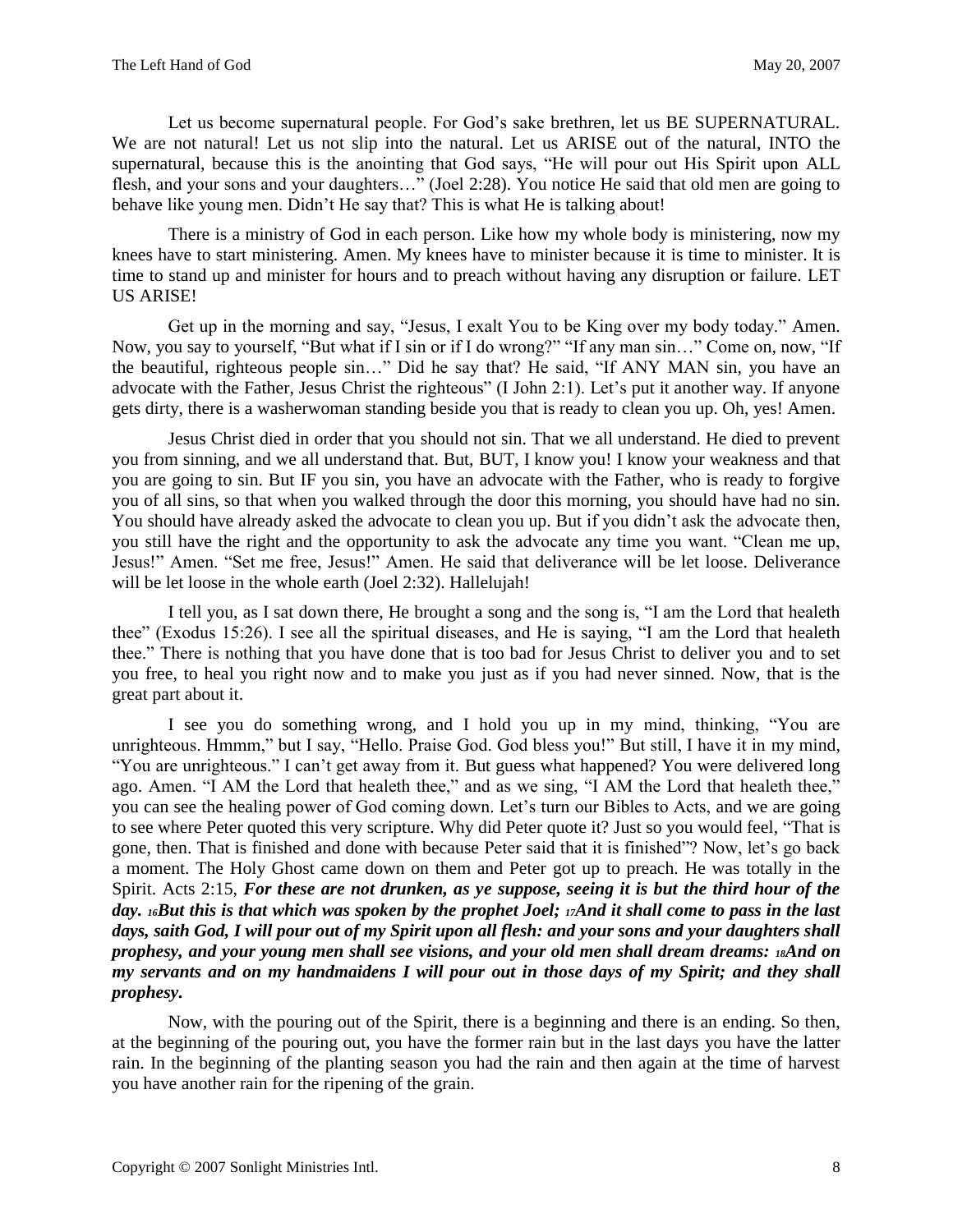Let us become supernatural people. For God's sake brethren, let us BE SUPERNATURAL. We are not natural! Let us not slip into the natural. Let us ARISE out of the natural, INTO the supernatural, because this is the anointing that God says, "He will pour out His Spirit upon ALL flesh, and your sons and your daughters…" (Joel 2:28). You notice He said that old men are going to behave like young men. Didn't He say that? This is what He is talking about!

There is a ministry of God in each person. Like how my whole body is ministering, now my knees have to start ministering. Amen. My knees have to minister because it is time to minister. It is time to stand up and minister for hours and to preach without having any disruption or failure. LET US ARISE!

Get up in the morning and say, "Jesus, I exalt You to be King over my body today." Amen. Now, you say to yourself, "But what if I sin or if I do wrong?" "If any man sin…" Come on, now, "If the beautiful, righteous people sin…" Did he say that? He said, "If ANY MAN sin, you have an advocate with the Father, Jesus Christ the righteous" (I John 2:1). Let's put it another way. If anyone gets dirty, there is a washerwoman standing beside you that is ready to clean you up. Oh, yes! Amen.

Jesus Christ died in order that you should not sin. That we all understand. He died to prevent you from sinning, and we all understand that. But, BUT, I know you! I know your weakness and that you are going to sin. But IF you sin, you have an advocate with the Father, who is ready to forgive you of all sins, so that when you walked through the door this morning, you should have had no sin. You should have already asked the advocate to clean you up. But if you didn't ask the advocate then, you still have the right and the opportunity to ask the advocate any time you want. "Clean me up, Jesus!" Amen. "Set me free, Jesus!" Amen. He said that deliverance will be let loose. Deliverance will be let loose in the whole earth (Joel 2:32). Hallelujah!

I tell you, as I sat down there, He brought a song and the song is, "I am the Lord that healeth thee" (Exodus 15:26). I see all the spiritual diseases, and He is saying, "I am the Lord that healeth thee." There is nothing that you have done that is too bad for Jesus Christ to deliver you and to set you free, to heal you right now and to make you just as if you had never sinned. Now, that is the great part about it.

I see you do something wrong, and I hold you up in my mind, thinking, "You are unrighteous. Hmmm," but I say, "Hello. Praise God. God bless you!" But still, I have it in my mind, "You are unrighteous." I can't get away from it. But guess what happened? You were delivered long ago. Amen. "I AM the Lord that healeth thee," and as we sing, "I AM the Lord that healeth thee," you can see the healing power of God coming down. Let's turn our Bibles to Acts, and we are going to see where Peter quoted this very scripture. Why did Peter quote it? Just so you would feel, "That is gone, then. That is finished and done with because Peter said that it is finished"? Now, let's go back a moment. The Holy Ghost came down on them and Peter got up to preach. He was totally in the Spirit. Acts 2:15, ***For these are not drunken, as ye suppose, seeing it is but the third hour of the day. 16But this is that which was spoken by the prophet Joel; 17And it shall come to pass in the last days, saith God, I will pour out of my Spirit upon all flesh: and your sons and your daughters shall prophesy, and your young men shall see visions, and your old men shall dream dreams: 18And on my servants and on my handmaidens I will pour out in those days of my Spirit; and they shall prophesy.***

Now, with the pouring out of the Spirit, there is a beginning and there is an ending. So then, at the beginning of the pouring out, you have the former rain but in the last days you have the latter rain. In the beginning of the planting season you had the rain and then again at the time of harvest you have another rain for the ripening of the grain.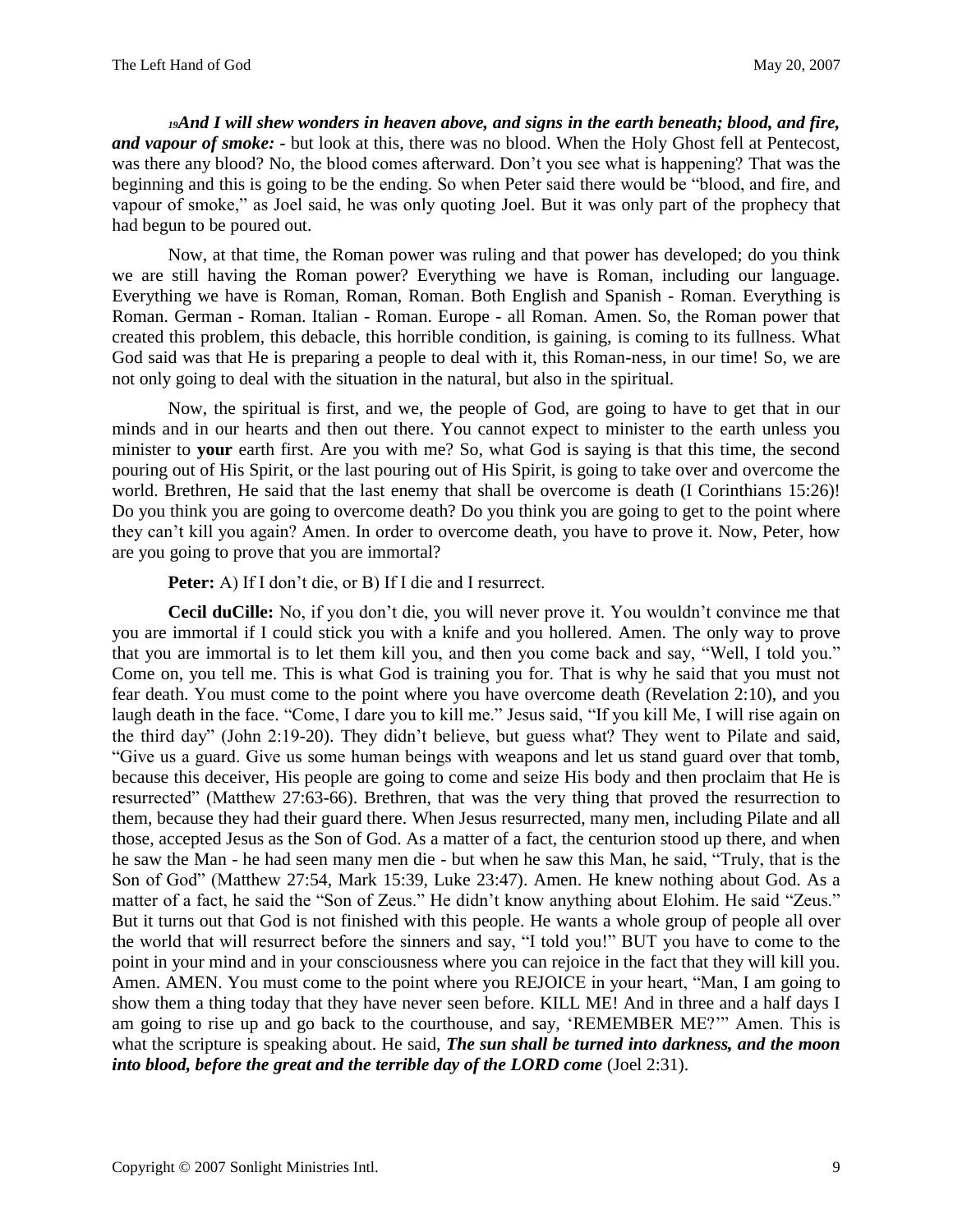*19And I will shew wonders in heaven above, and signs in the earth beneath; blood, and fire, and vapour of smoke:* - but look at this, there was no blood. When the Holy Ghost fell at Pentecost, was there any blood? No, the blood comes afterward. Don't you see what is happening? That was the beginning and this is going to be the ending. So when Peter said there would be "blood, and fire, and vapour of smoke," as Joel said, he was only quoting Joel. But it was only part of the prophecy that had begun to be poured out.

Now, at that time, the Roman power was ruling and that power has developed; do you think we are still having the Roman power? Everything we have is Roman, including our language. Everything we have is Roman, Roman, Roman. Both English and Spanish - Roman. Everything is Roman. German - Roman. Italian - Roman. Europe - all Roman. Amen. So, the Roman power that created this problem, this debacle, this horrible condition, is gaining, is coming to its fullness. What God said was that He is preparing a people to deal with it, this Roman-ness, in our time! So, we are not only going to deal with the situation in the natural, but also in the spiritual.

Now, the spiritual is first, and we, the people of God, are going to have to get that in our minds and in our hearts and then out there. You cannot expect to minister to the earth unless you minister to **your** earth first. Are you with me? So, what God is saying is that this time, the second pouring out of His Spirit, or the last pouring out of His Spirit, is going to take over and overcome the world. Brethren, He said that the last enemy that shall be overcome is death (I Corinthians 15:26)! Do you think you are going to overcome death? Do you think you are going to get to the point where they can't kill you again? Amen. In order to overcome death, you have to prove it. Now, Peter, how are you going to prove that you are immortal?

**Peter:** A) If I don't die, or B) If I die and I resurrect.

**Cecil duCille:** No, if you don't die, you will never prove it. You wouldn't convince me that you are immortal if I could stick you with a knife and you hollered. Amen. The only way to prove that you are immortal is to let them kill you, and then you come back and say, "Well, I told you." Come on, you tell me. This is what God is training you for. That is why he said that you must not fear death. You must come to the point where you have overcome death (Revelation 2:10), and you laugh death in the face. "Come, I dare you to kill me." Jesus said, "If you kill Me, I will rise again on the third day" (John 2:19-20). They didn't believe, but guess what? They went to Pilate and said, "Give us a guard. Give us some human beings with weapons and let us stand guard over that tomb, because this deceiver, His people are going to come and seize His body and then proclaim that He is resurrected" (Matthew 27:63-66). Brethren, that was the very thing that proved the resurrection to them, because they had their guard there. When Jesus resurrected, many men, including Pilate and all those, accepted Jesus as the Son of God. As a matter of a fact, the centurion stood up there, and when he saw the Man - he had seen many men die - but when he saw this Man, he said, "Truly, that is the Son of God" (Matthew 27:54, Mark 15:39, Luke 23:47). Amen. He knew nothing about God. As a matter of a fact, he said the "Son of Zeus." He didn't know anything about Elohim. He said "Zeus." But it turns out that God is not finished with this people. He wants a whole group of people all over the world that will resurrect before the sinners and say, "I told you!" BUT you have to come to the point in your mind and in your consciousness where you can rejoice in the fact that they will kill you. Amen. AMEN. You must come to the point where you REJOICE in your heart, "Man, I am going to show them a thing today that they have never seen before. KILL ME! And in three and a half days I am going to rise up and go back to the courthouse, and say, 'REMEMBER ME?'" Amen. This is what the scripture is speaking about. He said, ***The sun shall be turned into darkness, and the moon into blood, before the great and the terrible day of the LORD come*** (Joel 2:31).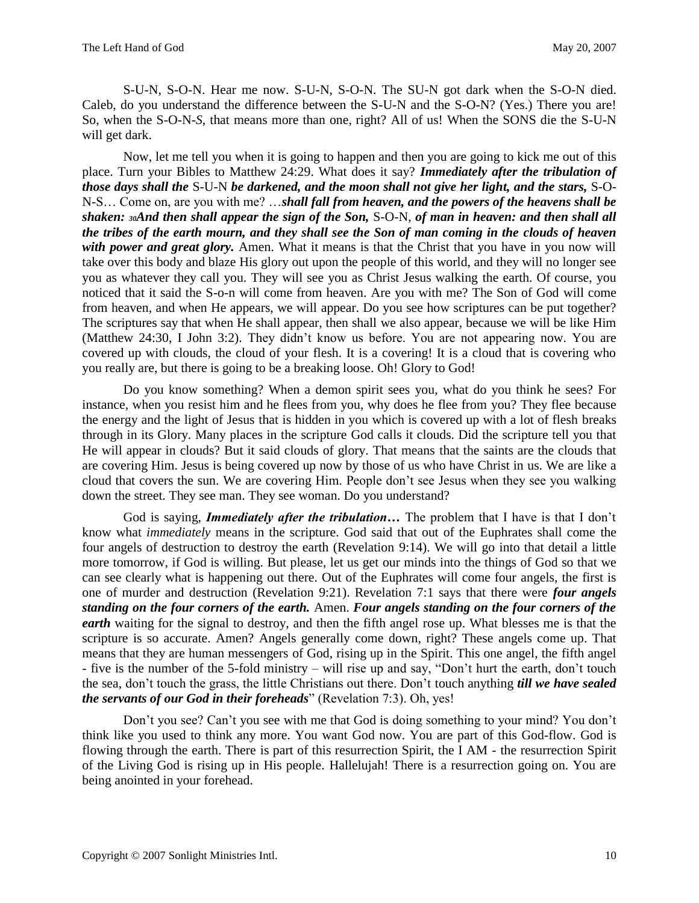S-U-N, S-O-N. Hear me now. S-U-N, S-O-N. The SU-N got dark when the S-O-N died. Caleb, do you understand the difference between the S-U-N and the S-O-N? (Yes.) There you are! So, when the S-O-N-*S*, that means more than one, right? All of us! When the SONS die the S-U-N will get dark.

Now, let me tell you when it is going to happen and then you are going to kick me out of this place. Turn your Bibles to Matthew 24:29. What does it say? ***Immediately after the tribulation of those days shall the*** S-U-N ***be darkened, and the moon shall not give her light, and the stars,*** S-O-N-S… Come on, are you with me? …***shall fall from heaven, and the powers of the heavens shall be shaken: 30And then shall appear the sign of the Son,*** S-O-N, ***of man in heaven: and then shall all the tribes of the earth mourn, and they shall see the Son of man coming in the clouds of heaven with power and great glory.*** Amen. What it means is that the Christ that you have in you now will take over this body and blaze His glory out upon the people of this world, and they will no longer see you as whatever they call you. They will see you as Christ Jesus walking the earth. Of course, you noticed that it said the S-o-n will come from heaven. Are you with me? The Son of God will come from heaven, and when He appears, we will appear. Do you see how scriptures can be put together? The scriptures say that when He shall appear, then shall we also appear, because we will be like Him (Matthew 24:30, I John 3:2). They didn't know us before. You are not appearing now. You are covered up with clouds, the cloud of your flesh. It is a covering! It is a cloud that is covering who you really are, but there is going to be a breaking loose. Oh! Glory to God!

Do you know something? When a demon spirit sees you, what do you think he sees? For instance, when you resist him and he flees from you, why does he flee from you? They flee because the energy and the light of Jesus that is hidden in you which is covered up with a lot of flesh breaks through in its Glory. Many places in the scripture God calls it clouds. Did the scripture tell you that He will appear in clouds? But it said clouds of glory. That means that the saints are the clouds that are covering Him. Jesus is being covered up now by those of us who have Christ in us. We are like a cloud that covers the sun. We are covering Him. People don't see Jesus when they see you walking down the street. They see man. They see woman. Do you understand?

God is saying, ***Immediately after the tribulation…*** The problem that I have is that I don't know what *immediately* means in the scripture. God said that out of the Euphrates shall come the four angels of destruction to destroy the earth (Revelation 9:14). We will go into that detail a little more tomorrow, if God is willing. But please, let us get our minds into the things of God so that we can see clearly what is happening out there. Out of the Euphrates will come four angels, the first is one of murder and destruction (Revelation 9:21). Revelation 7:1 says that there were ***four angels standing on the four corners of the earth.*** Amen. ***Four angels standing on the four corners of the earth*** waiting for the signal to destroy, and then the fifth angel rose up. What blesses me is that the scripture is so accurate. Amen? Angels generally come down, right? These angels come up. That means that they are human messengers of God, rising up in the Spirit. This one angel, the fifth angel - five is the number of the 5-fold ministry – will rise up and say, "Don't hurt the earth, don't touch the sea, don't touch the grass, the little Christians out there. Don't touch anything ***till we have sealed the servants of our God in their foreheads***" (Revelation 7:3). Oh, yes!

Don't you see? Can't you see with me that God is doing something to your mind? You don't think like you used to think any more. You want God now. You are part of this God-flow. God is flowing through the earth. There is part of this resurrection Spirit, the I AM - the resurrection Spirit of the Living God is rising up in His people. Hallelujah! There is a resurrection going on. You are being anointed in your forehead.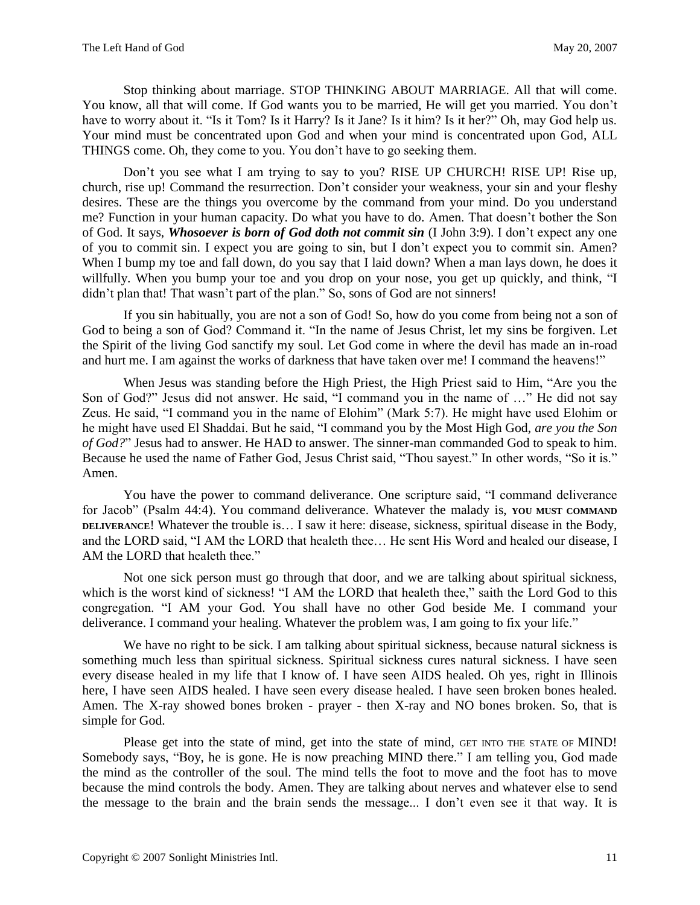Stop thinking about marriage. STOP THINKING ABOUT MARRIAGE. All that will come. You know, all that will come. If God wants you to be married, He will get you married. You don't have to worry about it. "Is it Tom? Is it Harry? Is it Jane? Is it him? Is it her?" Oh, may God help us. Your mind must be concentrated upon God and when your mind is concentrated upon God, ALL THINGS come. Oh, they come to you. You don't have to go seeking them.

Don't you see what I am trying to say to you? RISE UP CHURCH! RISE UP! Rise up, church, rise up! Command the resurrection. Don't consider your weakness, your sin and your fleshy desires. These are the things you overcome by the command from your mind. Do you understand me? Function in your human capacity. Do what you have to do. Amen. That doesn't bother the Son of God. It says, ***Whosoever is born of God doth not commit sin*** (I John 3:9). I don't expect any one of you to commit sin. I expect you are going to sin, but I don't expect you to commit sin. Amen? When I bump my toe and fall down, do you say that I laid down? When a man lays down, he does it willfully. When you bump your toe and you drop on your nose, you get up quickly, and think, "I didn't plan that! That wasn't part of the plan." So, sons of God are not sinners!

If you sin habitually, you are not a son of God! So, how do you come from being not a son of God to being a son of God? Command it. "In the name of Jesus Christ, let my sins be forgiven. Let the Spirit of the living God sanctify my soul. Let God come in where the devil has made an in-road and hurt me. I am against the works of darkness that have taken over me! I command the heavens!"

When Jesus was standing before the High Priest, the High Priest said to Him, "Are you the Son of God?" Jesus did not answer. He said, "I command you in the name of …" He did not say Zeus. He said, "I command you in the name of Elohim" (Mark 5:7). He might have used Elohim or he might have used El Shaddai. But he said, "I command you by the Most High God, *are you the Son of God?*" Jesus had to answer. He HAD to answer. The sinner-man commanded God to speak to him. Because he used the name of Father God, Jesus Christ said, "Thou sayest." In other words, "So it is." Amen.

You have the power to command deliverance. One scripture said, "I command deliverance for Jacob" (Psalm 44:4). You command deliverance. Whatever the malady is, **YOU MUST COMMAND DELIVERANCE**! Whatever the trouble is… I saw it here: disease, sickness, spiritual disease in the Body, and the LORD said, "I AM the LORD that healeth thee… He sent His Word and healed our disease, I AM the LORD that healeth thee."

Not one sick person must go through that door, and we are talking about spiritual sickness, which is the worst kind of sickness! "I AM the LORD that healeth thee," saith the Lord God to this congregation. "I AM your God. You shall have no other God beside Me. I command your deliverance. I command your healing. Whatever the problem was, I am going to fix your life."

We have no right to be sick. I am talking about spiritual sickness, because natural sickness is something much less than spiritual sickness. Spiritual sickness cures natural sickness. I have seen every disease healed in my life that I know of. I have seen AIDS healed. Oh yes, right in Illinois here, I have seen AIDS healed. I have seen every disease healed. I have seen broken bones healed. Amen. The X-ray showed bones broken - prayer - then X-ray and NO bones broken. So, that is simple for God.

Please get into the state of mind, get into the state of mind, GET INTO THE STATE OF MIND! Somebody says, "Boy, he is gone. He is now preaching MIND there." I am telling you, God made the mind as the controller of the soul. The mind tells the foot to move and the foot has to move because the mind controls the body. Amen. They are talking about nerves and whatever else to send the message to the brain and the brain sends the message... I don't even see it that way. It is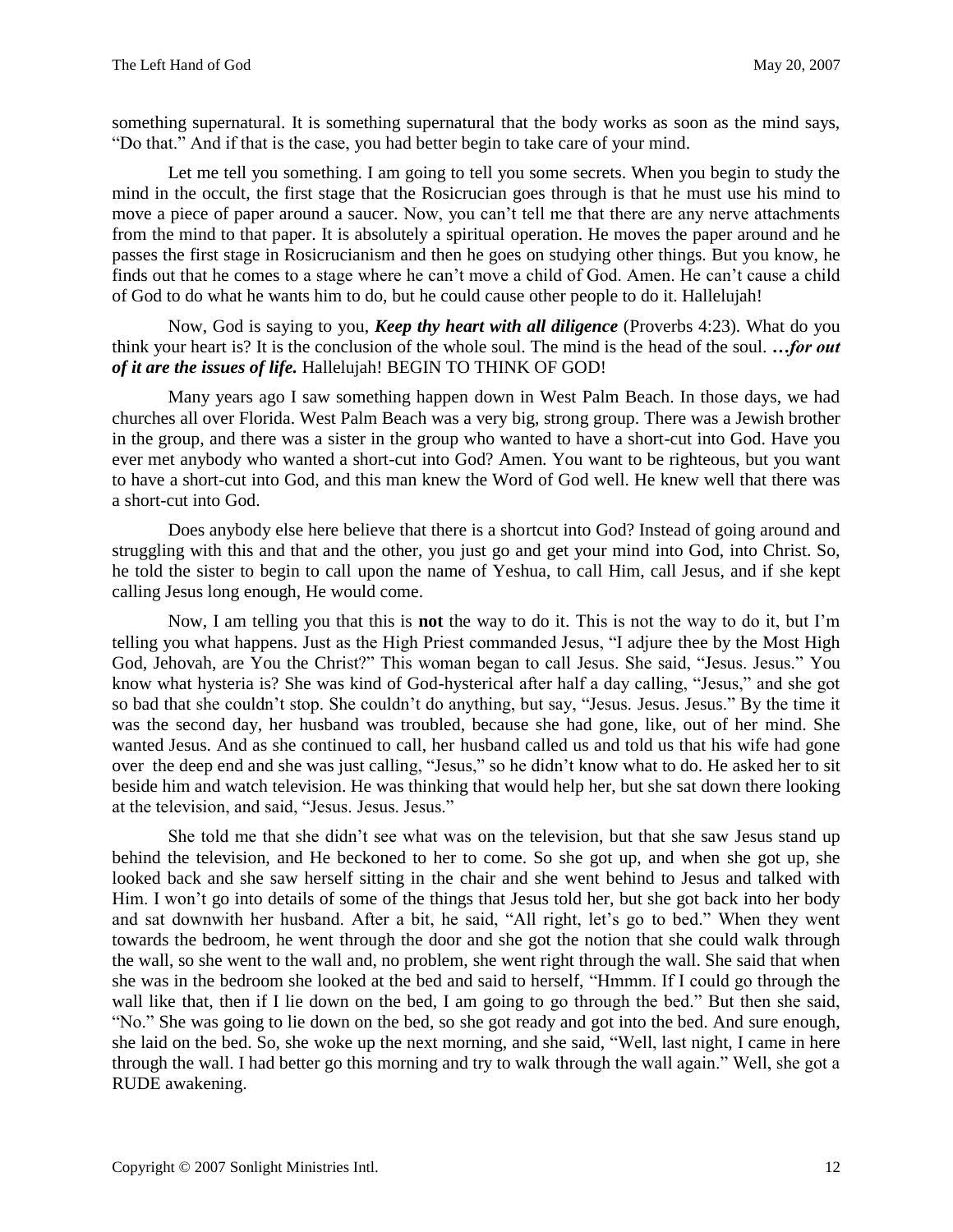something supernatural. It is something supernatural that the body works as soon as the mind says, "Do that." And if that is the case, you had better begin to take care of your mind.

Let me tell you something. I am going to tell you some secrets. When you begin to study the mind in the occult, the first stage that the Rosicrucian goes through is that he must use his mind to move a piece of paper around a saucer. Now, you can't tell me that there are any nerve attachments from the mind to that paper. It is absolutely a spiritual operation. He moves the paper around and he passes the first stage in Rosicrucianism and then he goes on studying other things. But you know, he finds out that he comes to a stage where he can't move a child of God. Amen. He can't cause a child of God to do what he wants him to do, but he could cause other people to do it. Hallelujah!

Now, God is saying to you, ***Keep thy heart with all diligence*** (Proverbs 4:23). What do you think your heart is? It is the conclusion of the whole soul. The mind is the head of the soul. ***…for out of it are the issues of life.*** Hallelujah! BEGIN TO THINK OF GOD!

Many years ago I saw something happen down in West Palm Beach. In those days, we had churches all over Florida. West Palm Beach was a very big, strong group. There was a Jewish brother in the group, and there was a sister in the group who wanted to have a short-cut into God. Have you ever met anybody who wanted a short-cut into God? Amen. You want to be righteous, but you want to have a short-cut into God, and this man knew the Word of God well. He knew well that there was a short-cut into God.

Does anybody else here believe that there is a shortcut into God? Instead of going around and struggling with this and that and the other, you just go and get your mind into God, into Christ. So, he told the sister to begin to call upon the name of Yeshua, to call Him, call Jesus, and if she kept calling Jesus long enough, He would come.

Now, I am telling you that this is **not** the way to do it. This is not the way to do it, but I'm telling you what happens. Just as the High Priest commanded Jesus, "I adjure thee by the Most High God, Jehovah, are You the Christ?" This woman began to call Jesus. She said, "Jesus. Jesus." You know what hysteria is? She was kind of God-hysterical after half a day calling, "Jesus," and she got so bad that she couldn't stop. She couldn't do anything, but say, "Jesus. Jesus. Jesus." By the time it was the second day, her husband was troubled, because she had gone, like, out of her mind. She wanted Jesus. And as she continued to call, her husband called us and told us that his wife had gone over the deep end and she was just calling, "Jesus," so he didn't know what to do. He asked her to sit beside him and watch television. He was thinking that would help her, but she sat down there looking at the television, and said, "Jesus. Jesus. Jesus."

She told me that she didn't see what was on the television, but that she saw Jesus stand up behind the television, and He beckoned to her to come. So she got up, and when she got up, she looked back and she saw herself sitting in the chair and she went behind to Jesus and talked with Him. I won't go into details of some of the things that Jesus told her, but she got back into her body and sat downwith her husband. After a bit, he said, "All right, let's go to bed." When they went towards the bedroom, he went through the door and she got the notion that she could walk through the wall, so she went to the wall and, no problem, she went right through the wall. She said that when she was in the bedroom she looked at the bed and said to herself, "Hmmm. If I could go through the wall like that, then if I lie down on the bed, I am going to go through the bed." But then she said, "No." She was going to lie down on the bed, so she got ready and got into the bed. And sure enough, she laid on the bed. So, she woke up the next morning, and she said, "Well, last night, I came in here through the wall. I had better go this morning and try to walk through the wall again." Well, she got a RUDE awakening.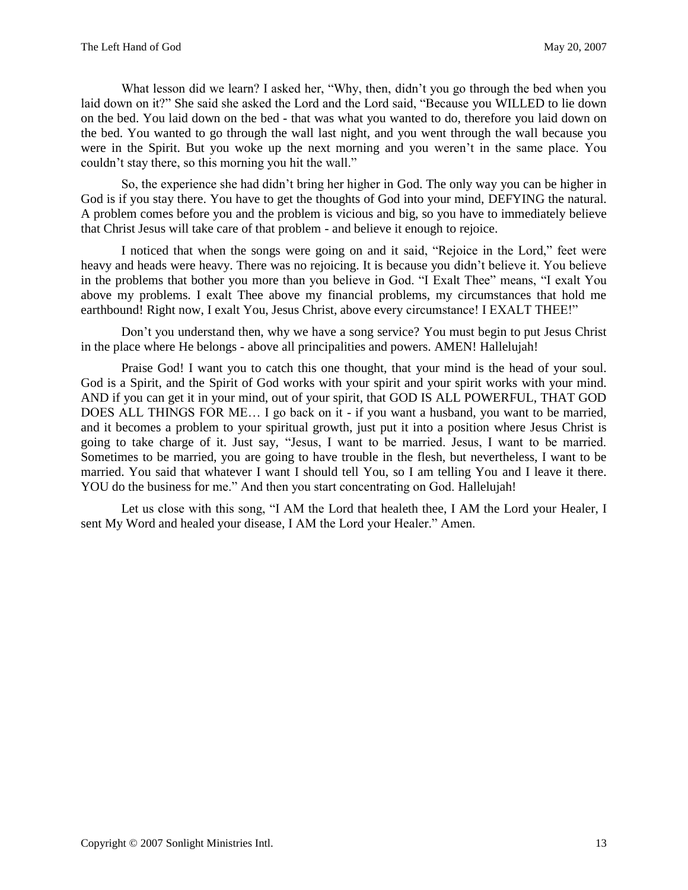What lesson did we learn? I asked her, "Why, then, didn't you go through the bed when you laid down on it?" She said she asked the Lord and the Lord said, "Because you WILLED to lie down on the bed. You laid down on the bed - that was what you wanted to do, therefore you laid down on the bed. You wanted to go through the wall last night, and you went through the wall because you were in the Spirit. But you woke up the next morning and you weren't in the same place. You couldn't stay there, so this morning you hit the wall."

So, the experience she had didn't bring her higher in God. The only way you can be higher in God is if you stay there. You have to get the thoughts of God into your mind, DEFYING the natural. A problem comes before you and the problem is vicious and big, so you have to immediately believe that Christ Jesus will take care of that problem - and believe it enough to rejoice.

I noticed that when the songs were going on and it said, "Rejoice in the Lord," feet were heavy and heads were heavy. There was no rejoicing. It is because you didn't believe it. You believe in the problems that bother you more than you believe in God. "I Exalt Thee" means, "I exalt You above my problems. I exalt Thee above my financial problems, my circumstances that hold me earthbound! Right now, I exalt You, Jesus Christ, above every circumstance! I EXALT THEE!"

Don't you understand then, why we have a song service? You must begin to put Jesus Christ in the place where He belongs - above all principalities and powers. AMEN! Hallelujah!

Praise God! I want you to catch this one thought, that your mind is the head of your soul. God is a Spirit, and the Spirit of God works with your spirit and your spirit works with your mind. AND if you can get it in your mind, out of your spirit, that GOD IS ALL POWERFUL, THAT GOD DOES ALL THINGS FOR ME… I go back on it - if you want a husband, you want to be married, and it becomes a problem to your spiritual growth, just put it into a position where Jesus Christ is going to take charge of it. Just say, "Jesus, I want to be married. Jesus, I want to be married. Sometimes to be married, you are going to have trouble in the flesh, but nevertheless, I want to be married. You said that whatever I want I should tell You, so I am telling You and I leave it there. YOU do the business for me." And then you start concentrating on God. Hallelujah!

Let us close with this song, "I AM the Lord that healeth thee, I AM the Lord your Healer, I sent My Word and healed your disease, I AM the Lord your Healer." Amen.